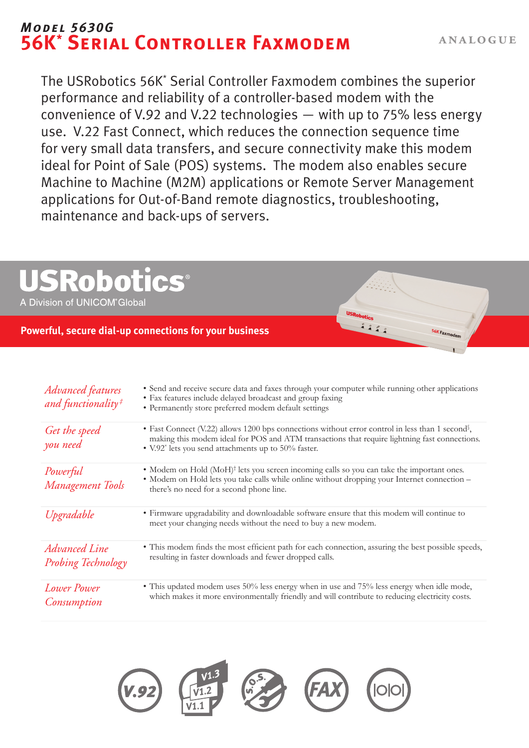# Model 5630G

# 56K* Serial Controller Faxmodem

ANALOGUE

The USRobotics 56K* Serial Controller Faxmodem combines the superior performance and reliability of a controller-based modem with the convenience of V.92 and V.22 technologies — with up to 75% less energy use. V.22 Fast Connect, which reduces the connection sequence time for very small data transfers, and secure connectivity make this modem ideal for Point of Sale (POS) systems. The modem also enables secure Machine to Machine (M2M) applications or Remote Server Management applications for Out-of-Band remote diagnostics, troubleshooting, maintenance and back-ups of servers.

USRobotics®

A Division of UNICOM® Global

**Powerful, secure dial-up connections for your business**

| | |
|---|---|
| *Advanced features and functionality‡* | • Send and receive secure data and faxes through your computer while running other applications<br>• Fax features include delayed broadcast and group faxing<br>• Permanently store preferred modem default settings |
| *Get the speed you need* | • Fast Connect (V.22) allows 1200 bps connections without error control in less than 1 second§, making this modem ideal for POS and ATM transactions that require lightning fast connections.<br>• V.92* lets you send attachments up to 50% faster. |
| *Powerful Management Tools* | • Modem on Hold (MoH)† lets you screen incoming calls so you can take the important ones.<br>• Modem on Hold lets you take calls while online without dropping your Internet connection – there's no need for a second phone line. |
| *Upgradable* | • Firmware upgradability and downloadable software ensure that this modem will continue to meet your changing needs without the need to buy a new modem. |
| *Advanced Line Probing Technology* | • This modem finds the most efficient path for each connection, assuring the best possible speeds, resulting in faster downloads and fewer dropped calls. |
| *Lower Power Consumption* | • This updated modem uses 50% less energy when in use and 75% less energy when idle mode, which makes it more environmentally friendly and will contribute to reducing electricity costs. |

V.92 | V1.3 V1.2 V1.1 | S.O.S. | FAX | |o|o|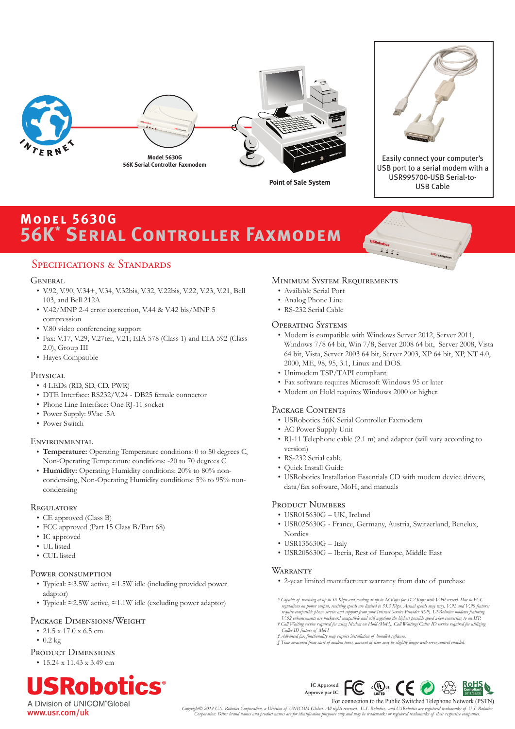INTERNET

Model 5630G
56K Serial Controller Faxmodem

Point of Sale System

Easily connect your computer's USB port to a serial modem with a USR995700-USB Serial-to-USB Cable

# Model 5630G
# 56K* Serial Controller Faxmodem

## Specifications & Standards

### General

- V.92, V.90, V.34+, V.34, V.32bis, V.32, V.22bis, V.22, V.23, V.21, Bell 103, and Bell 212A
- V.42/MNP 2-4 error correction, V.44 & V.42 bis/MNP 5 compression
- V.80 video conferencing support
- Fax: V.17, V.29, V.27ter, V.21; EIA 578 (Class 1) and EIA 592 (Class 2.0), Group III
- Hayes Compatible

### Physical

- 4 LEDs (RD, SD, CD, PWR)
- DTE Interface: RS232/V.24 - DB25 female connector
- Phone Line Interface: One RJ-11 socket
- Power Supply: 9Vac .5A
- Power Switch

### Environmental

- **Temperature:** Operating Temperature conditions: 0 to 50 degrees C, Non-Operating Temperature conditions: -20 to 70 degrees C
- **Humidity:** Operating Humidity conditions: 20% to 80% non-condensing, Non-Operating Humidity conditions: 5% to 95% non-condensing

### Regulatory

- CE approved (Class B)
- FCC approved (Part 15 Class B/Part 68)
- IC approved
- UL listed
- CUL listed

### Power consumption

- Typical: ≈3.5W active, ≈1.5W idle (including provided power adaptor)
- Typical: ≈2.5W active, ≈1.1W idle (excluding power adaptor)

### Package Dimensions/Weight

- 21.5 x 17.0 x 6.5 cm
- 0.2 kg

### Product Dimensions

- 15.24 x 11.43 x 3.49 cm

### Minimum System Requirements

- Available Serial Port
- Analog Phone Line
- RS-232 Serial Cable

### Operating Systems

- Modem is compatible with Windows Server 2012, Server 2011, Windows 7/8 64 bit, Win 7/8, Server 2008 64 bit, Server 2008, Vista 64 bit, Vista, Server 2003 64 bit, Server 2003, XP 64 bit, XP, NT 4.0, 2000, ME, 98, 95, 3.1, Linux and DOS.
- Unimodem TSP/TAPI compliant
- Fax software requires Microsoft Windows 95 or later
- Modem on Hold requires Windows 2000 or higher.

### Package Contents

- USRobotics 56K Serial Controller Faxmodem
- AC Power Supply Unit
- RJ-11 Telephone cable (2.1 m) and adapter (will vary according to version)
- RS-232 Serial cable
- Quick Install Guide
- USRobotics Installation Essentials CD with modem device drivers, data/fax software, MoH, and manuals

### Product Numbers

- USR015630G – UK, Ireland
- USR025630G - France, Germany, Austria, Switzerland, Benelux, Nordics
- USR135630G – Italy
- USR205630G – Iberia, Rest of Europe, Middle East

### Warranty

- 2-year limited manufacturer warranty from date of purchase

*\* Capable of receiving at up to 56 Kbps and sending at up to 48 Kbps (or 31.2 Kbps with V.90 server). Due to FCC regulations on power output, receiving speeds are limited to 53.3 Kbps. Actual speeds may vary. V.92 and V.90 features require compatible phone service and support from your Internet Service Provider (ISP). USRobotics modems featuring V.92 enhancements are backward compatible and will negotiate the highest possible speed when connecting to an ISP.*
*† Call Waiting service required for using Modem on Hold (MoH). Call Waiting/Caller ID service required for utilizing Caller ID feature of MoH*
*‡ Advanced fax functionality may require installation of bundled software.*
*§ Time measured from start of modem tones, amount of time may be slightly longer with error control enabled.*

USRobotics®
A Division of UNICOM® Global
www.usr.com/uk

IC Approved
Apprové par IC

RoHS Compliant 2011/65/EU

For connection to the Public Switched Telephone Network (PSTN)

Copyright© 2013 U.S. Robotics Corporation, a Division of UNICOM Global. All rights reserved. U.S. Robotics, and USRobotics are registered trademarks of U.S. Robotics Corporation. Other brand names and product names are for identification purposes only and may be trademarks or registered trademarks of their respective companies.